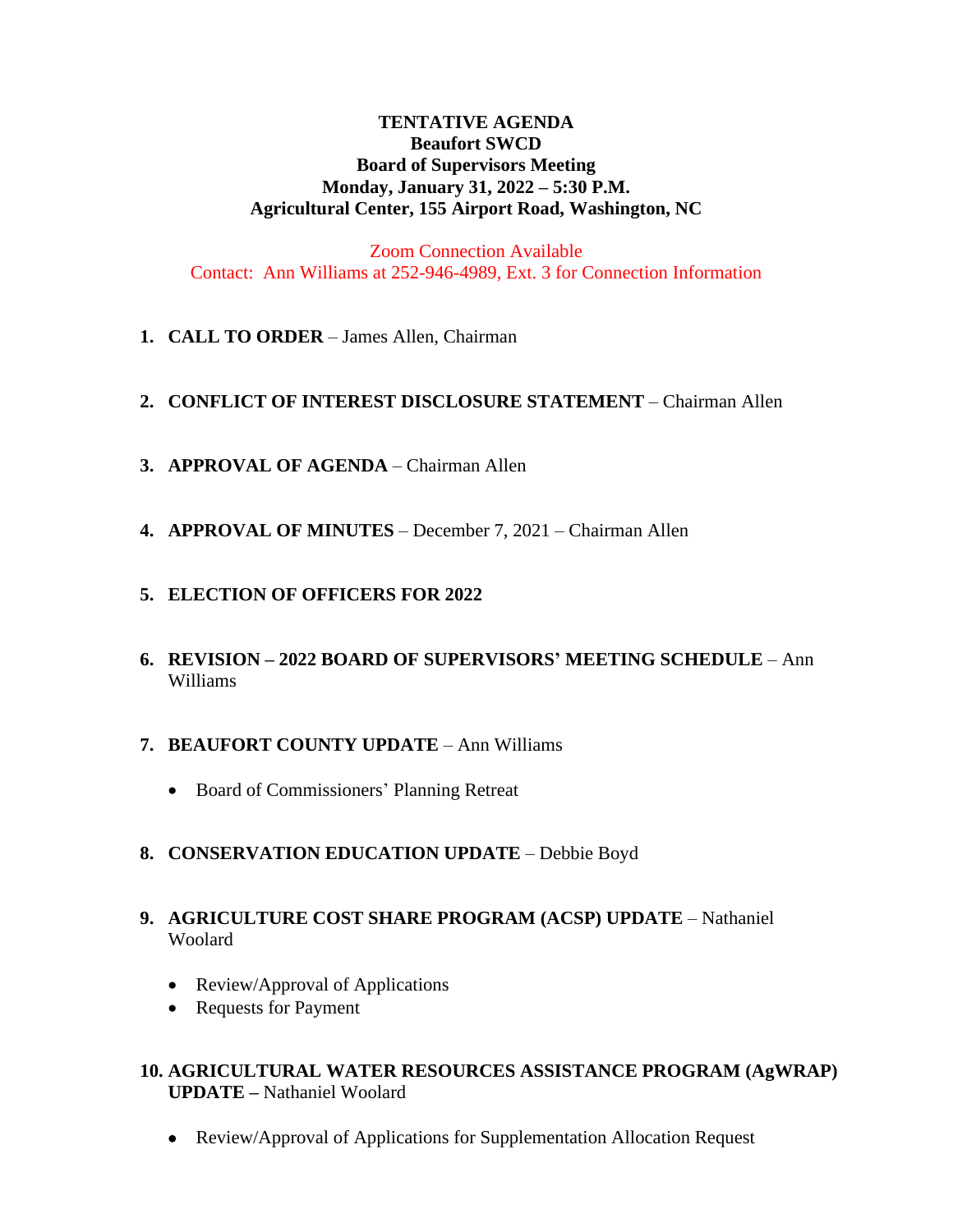**TENTATIVE AGENDA**
**Beaufort SWCD**
**Board of Supervisors Meeting**
**Monday, January 31, 2022 – 5:30 P.M.**
**Agricultural Center, 155 Airport Road, Washington, NC**

Zoom Connection Available
Contact: Ann Williams at 252-946-4989, Ext. 3 for Connection Information

1. **CALL TO ORDER** – James Allen, Chairman

2. **CONFLICT OF INTEREST DISCLOSURE STATEMENT** – Chairman Allen

3. **APPROVAL OF AGENDA** – Chairman Allen

4. **APPROVAL OF MINUTES** – December 7, 2021 – Chairman Allen

5. **ELECTION OF OFFICERS FOR 2022**

6. **REVISION – 2022 BOARD OF SUPERVISORS' MEETING SCHEDULE** – Ann Williams

7. **BEAUFORT COUNTY UPDATE** – Ann Williams
   - Board of Commissioners' Planning Retreat

8. **CONSERVATION EDUCATION UPDATE** – Debbie Boyd

9. **AGRICULTURE COST SHARE PROGRAM (ACSP) UPDATE** – Nathaniel Woolard
   - Review/Approval of Applications
   - Requests for Payment

10. **AGRICULTURAL WATER RESOURCES ASSISTANCE PROGRAM (AgWRAP) UPDATE –** Nathaniel Woolard
    - Review/Approval of Applications for Supplementation Allocation Request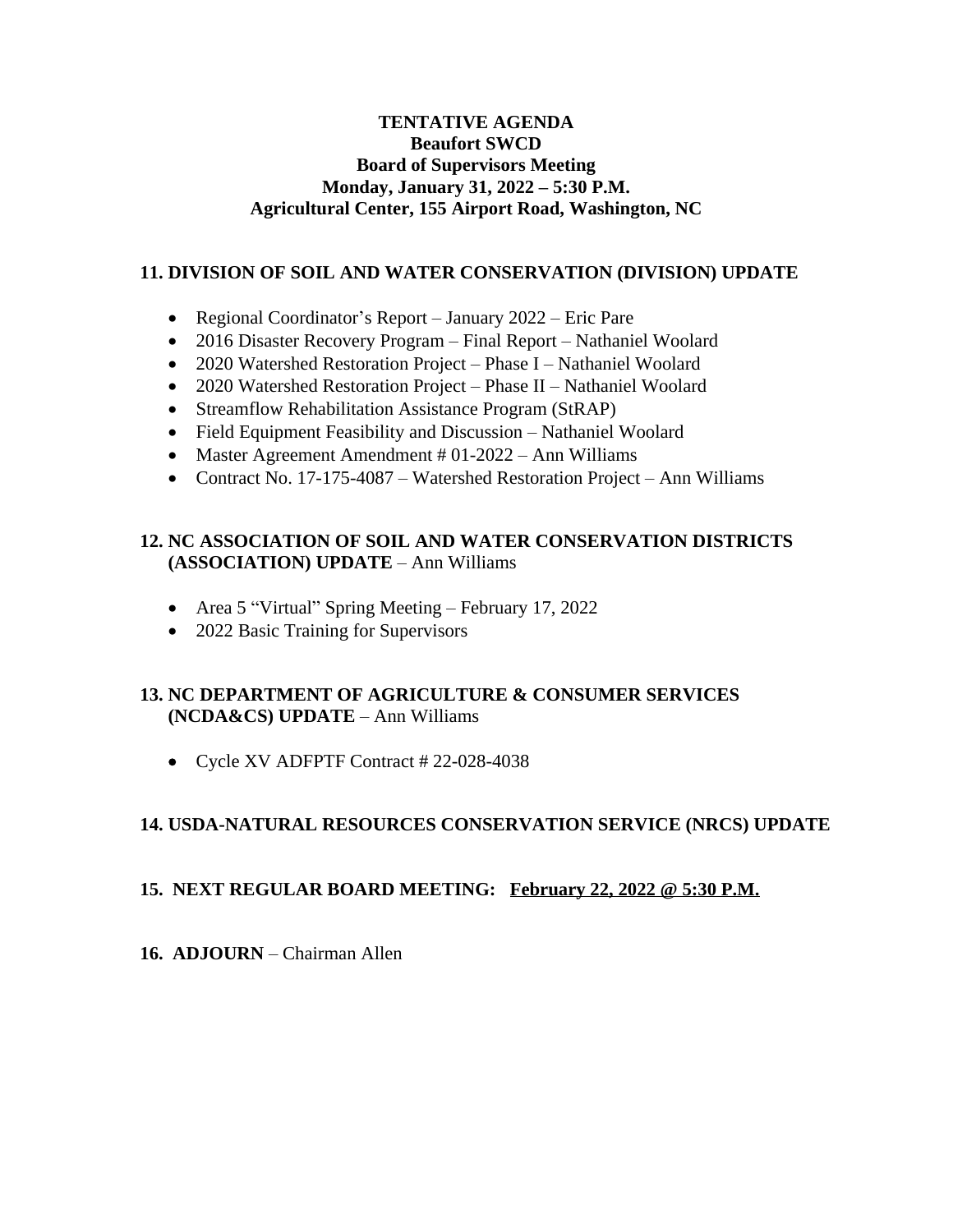**TENTATIVE AGENDA**
**Beaufort SWCD**
**Board of Supervisors Meeting**
**Monday, January 31, 2022 – 5:30 P.M.**
**Agricultural Center, 155 Airport Road, Washington, NC**

**11. DIVISION OF SOIL AND WATER CONSERVATION (DIVISION) UPDATE**

- Regional Coordinator's Report – January 2022 – Eric Pare
- 2016 Disaster Recovery Program – Final Report – Nathaniel Woolard
- 2020 Watershed Restoration Project – Phase I – Nathaniel Woolard
- 2020 Watershed Restoration Project – Phase II – Nathaniel Woolard
- Streamflow Rehabilitation Assistance Program (StRAP)
- Field Equipment Feasibility and Discussion – Nathaniel Woolard
- Master Agreement Amendment # 01-2022 – Ann Williams
- Contract No. 17-175-4087 – Watershed Restoration Project – Ann Williams

**12. NC ASSOCIATION OF SOIL AND WATER CONSERVATION DISTRICTS (ASSOCIATION) UPDATE** – Ann Williams

- Area 5 "Virtual" Spring Meeting – February 17, 2022
- 2022 Basic Training for Supervisors

**13. NC DEPARTMENT OF AGRICULTURE & CONSUMER SERVICES (NCDA&CS) UPDATE** – Ann Williams

- Cycle XV ADFPTF Contract # 22-028-4038

**14. USDA-NATURAL RESOURCES CONSERVATION SERVICE (NRCS) UPDATE**

**15. NEXT REGULAR BOARD MEETING: February 22, 2022 @ 5:30 P.M.**

**16. ADJOURN** – Chairman Allen